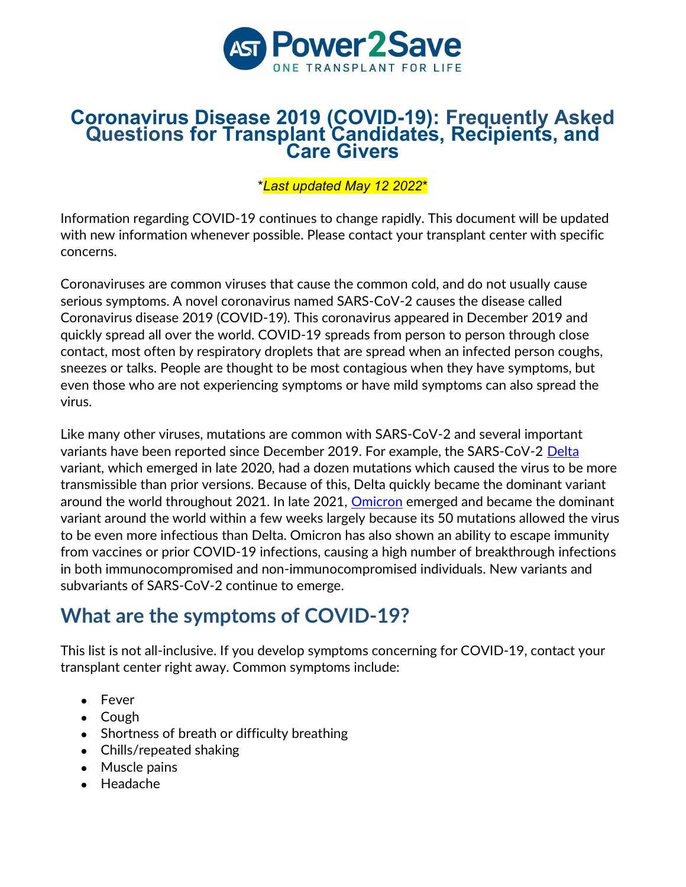# Coronavirus Disease 2019 (COVID-19): Frequently Asked Questions for Transplant Candidates, Recipients, and Care Givers

*Last updated May 12 2022*

Information regarding COVID-19 continues to change rapidly. This document will be updated with new information whenever possible. Please contact your transplant center with specific concerns.

Coronaviruses are common viruses that cause the common cold, and do not usually cause serious symptoms. A novel coronavirus named SARS-CoV-2 causes the disease called Coronavirus disease 2019 (COVID-19). This coronavirus appeared in December 2019 and quickly spread all over the world. COVID-19 spreads from person to person through close contact, most often by respiratory droplets that are spread when an infected person coughs, sneezes or talks. People are thought to be most contagious when they have symptoms, but even those who are not experiencing symptoms or have mild symptoms can also spread the virus.

Like many other viruses, mutations are common with SARS-CoV-2 and several important variants have been reported since December 2019. For example, the SARS-CoV-2 Delta variant, which emerged in late 2020, had a dozen mutations which caused the virus to be more transmissible than prior versions. Because of this, Delta quickly became the dominant variant around the world throughout 2021. In late 2021, Omicron emerged and became the dominant variant around the world within a few weeks largely because its 50 mutations allowed the virus to be even more infectious than Delta. Omicron has also shown an ability to escape immunity from vaccines or prior COVID-19 infections, causing a high number of breakthrough infections in both immunocompromised and non-immunocompromised individuals. New variants and subvariants of SARS-CoV-2 continue to emerge.

## What are the symptoms of COVID-19?

This list is not all-inclusive. If you develop symptoms concerning for COVID-19, contact your transplant center right away. Common symptoms include:

- Fever
- Cough
- Shortness of breath or difficulty breathing
- Chills/repeated shaking
- Muscle pains
- Headache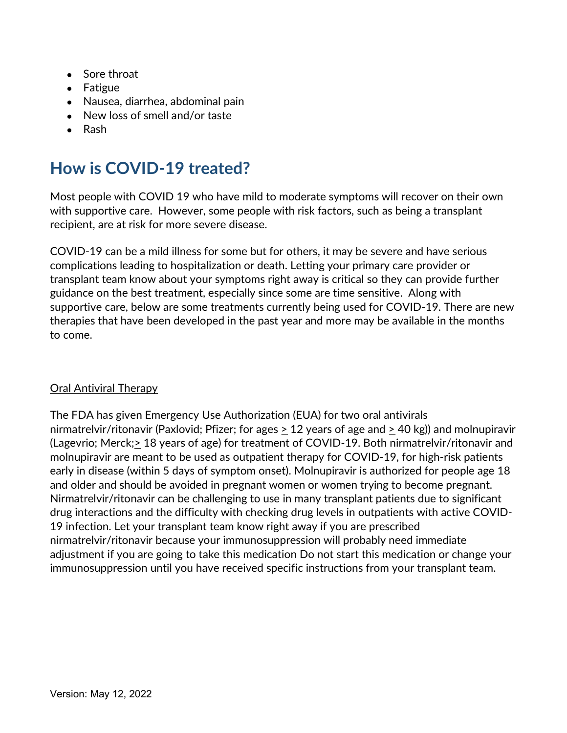- Sore throat
- Fatigue
- Nausea, diarrhea, abdominal pain
- New loss of smell and/or taste
- Rash

## How is COVID-19 treated?

Most people with COVID 19 who have mild to moderate symptoms will recover on their own with supportive care. However, some people with risk factors, such as being a transplant recipient, are at risk for more severe disease.

COVID-19 can be a mild illness for some but for others, it may be severe and have serious complications leading to hospitalization or death. Letting your primary care provider or transplant team know about your symptoms right away is critical so they can provide further guidance on the best treatment, especially since some are time sensitive. Along with supportive care, below are some treatments currently being used for COVID-19. There are new therapies that have been developed in the past year and more may be available in the months to come.

<u>Oral Antiviral Therapy</u>

The FDA has given Emergency Use Authorization (EUA) for two oral antivirals nirmatrelvir/ritonavir (Paxlovid; Pfizer; for ages ≥ 12 years of age and ≥ 40 kg)) and molnupiravir (Lagevrio; Merck;≥ 18 years of age) for treatment of COVID-19. Both nirmatrelvir/ritonavir and molnupiravir are meant to be used as outpatient therapy for COVID-19, for high-risk patients early in disease (within 5 days of symptom onset). Molnupiravir is authorized for people age 18 and older and should be avoided in pregnant women or women trying to become pregnant. Nirmatrelvir/ritonavir can be challenging to use in many transplant patients due to significant drug interactions and the difficulty with checking drug levels in outpatients with active COVID-19 infection. Let your transplant team know right away if you are prescribed nirmatrelvir/ritonavir because your immunosuppression will probably need immediate adjustment if you are going to take this medication Do not start this medication or change your immunosuppression until you have received specific instructions from your transplant team.

Version: May 12, 2022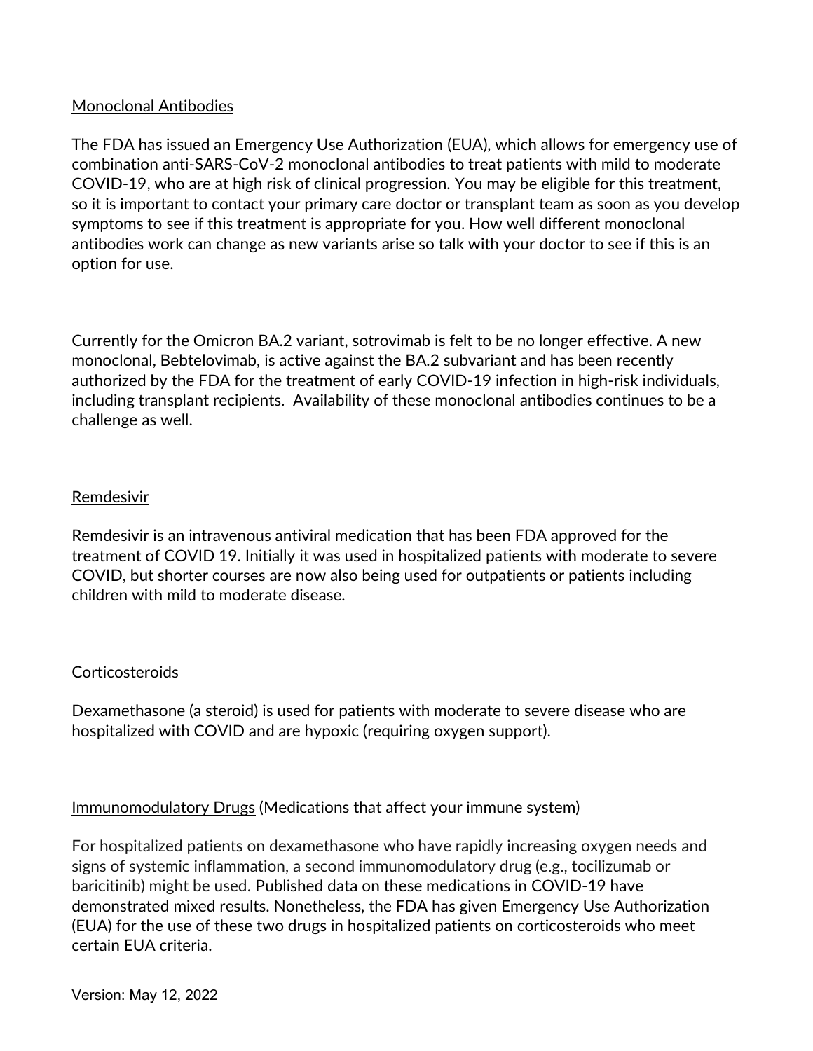## Monoclonal Antibodies

The FDA has issued an Emergency Use Authorization (EUA), which allows for emergency use of combination anti-SARS-CoV-2 monoclonal antibodies to treat patients with mild to moderate COVID-19, who are at high risk of clinical progression. You may be eligible for this treatment, so it is important to contact your primary care doctor or transplant team as soon as you develop symptoms to see if this treatment is appropriate for you. How well different monoclonal antibodies work can change as new variants arise so talk with your doctor to see if this is an option for use.

Currently for the Omicron BA.2 variant, sotrovimab is felt to be no longer effective. A new monoclonal, Bebtelovimab, is active against the BA.2 subvariant and has been recently authorized by the FDA for the treatment of early COVID-19 infection in high-risk individuals, including transplant recipients. Availability of these monoclonal antibodies continues to be a challenge as well.

## Remdesivir

Remdesivir is an intravenous antiviral medication that has been FDA approved for the treatment of COVID 19. Initially it was used in hospitalized patients with moderate to severe COVID, but shorter courses are now also being used for outpatients or patients including children with mild to moderate disease.

## Corticosteroids

Dexamethasone (a steroid) is used for patients with moderate to severe disease who are hospitalized with COVID and are hypoxic (requiring oxygen support).

## Immunomodulatory Drugs (Medications that affect your immune system)

For hospitalized patients on dexamethasone who have rapidly increasing oxygen needs and signs of systemic inflammation, a second immunomodulatory drug (e.g., tocilizumab or baricitinib) might be used. Published data on these medications in COVID-19 have demonstrated mixed results. Nonetheless, the FDA has given Emergency Use Authorization (EUA) for the use of these two drugs in hospitalized patients on corticosteroids who meet certain EUA criteria.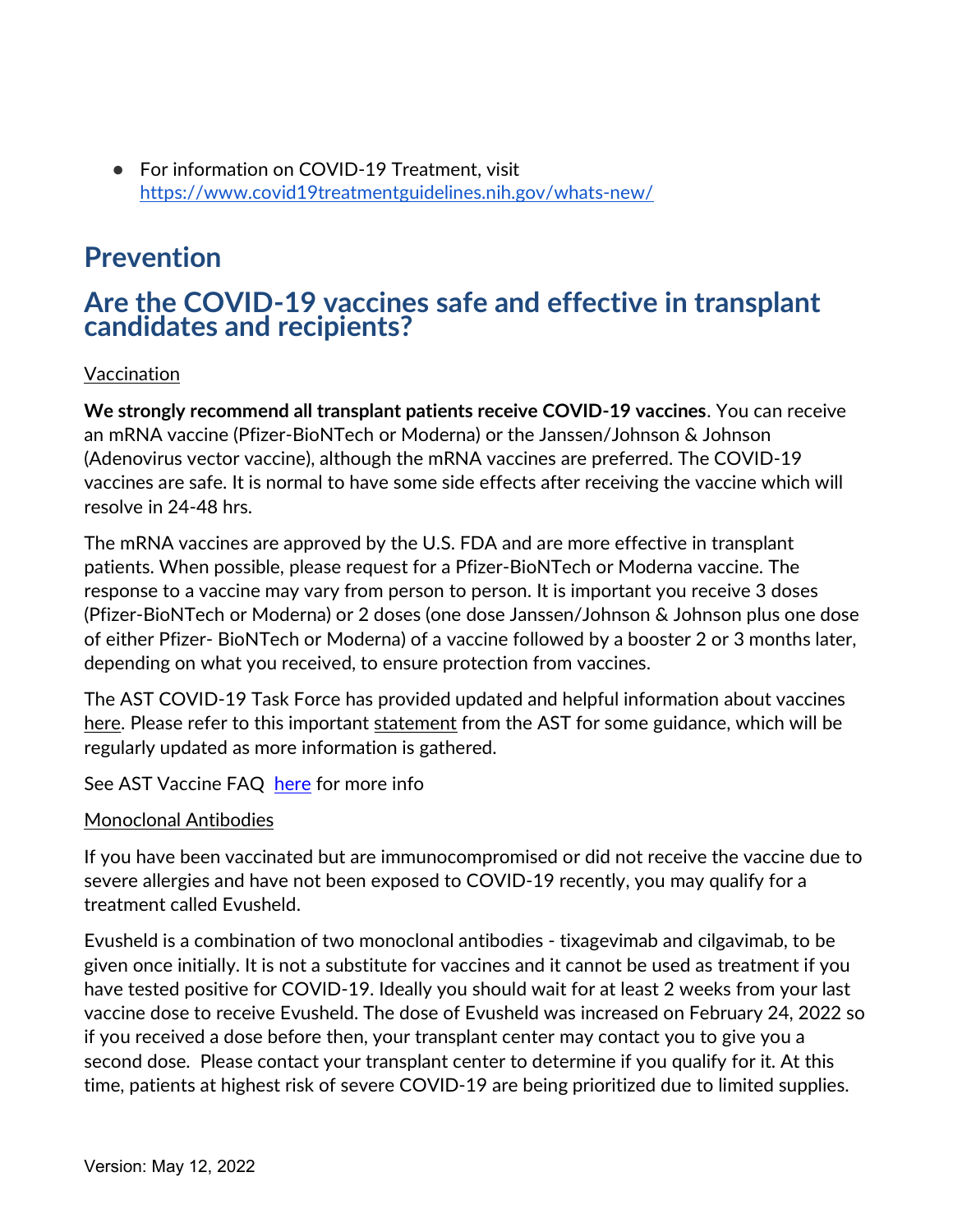- For information on COVID-19 Treatment, visit [https://www.covid19treatmentguidelines.nih.gov/whats-new/](https://www.covid19treatmentguidelines.nih.gov/whats-new/)

# Prevention

## Are the COVID-19 vaccines safe and effective in transplant candidates and recipients?

<u>Vaccination</u>

**We strongly recommend all transplant patients receive COVID-19 vaccines**. You can receive an mRNA vaccine (Pfizer-BioNTech or Moderna) or the Janssen/Johnson & Johnson (Adenovirus vector vaccine), although the mRNA vaccines are preferred. The COVID-19 vaccines are safe. It is normal to have some side effects after receiving the vaccine which will resolve in 24-48 hrs.

The mRNA vaccines are approved by the U.S. FDA and are more effective in transplant patients. When possible, please request for a Pfizer-BioNTech or Moderna vaccine. The response to a vaccine may vary from person to person. It is important you receive 3 doses (Pfizer-BioNTech or Moderna) or 2 doses (one dose Janssen/Johnson & Johnson plus one dose of either Pfizer- BioNTech or Moderna) of a vaccine followed by a booster 2 or 3 months later, depending on what you received, to ensure protection from vaccines.

The AST COVID-19 Task Force has provided updated and helpful information about vaccines <u>here</u>. Please refer to this important <u>statement</u> from the AST for some guidance, which will be regularly updated as more information is gathered.

See AST Vaccine FAQ <u>here</u> for more info

<u>Monoclonal Antibodies</u>

If you have been vaccinated but are immunocompromised or did not receive the vaccine due to severe allergies and have not been exposed to COVID-19 recently, you may qualify for a treatment called Evusheld.

Evusheld is a combination of two monoclonal antibodies - tixagevimab and cilgavimab, to be given once initially. It is not a substitute for vaccines and it cannot be used as treatment if you have tested positive for COVID-19. Ideally you should wait for at least 2 weeks from your last vaccine dose to receive Evusheld. The dose of Evusheld was increased on February 24, 2022 so if you received a dose before then, your transplant center may contact you to give you a second dose. Please contact your transplant center to determine if you qualify for it. At this time, patients at highest risk of severe COVID-19 are being prioritized due to limited supplies.

Version: May 12, 2022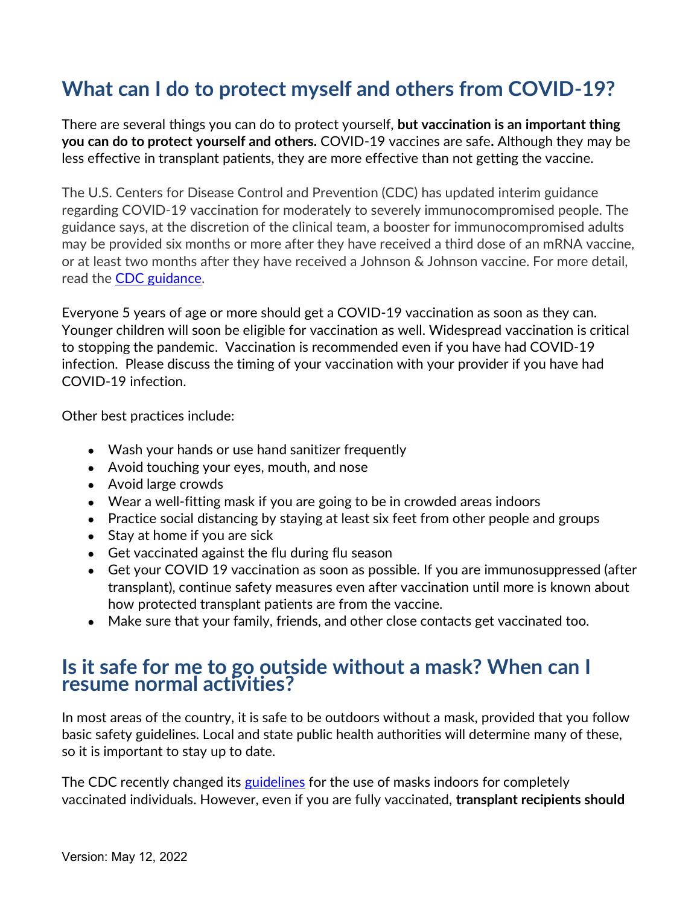## What can I do to protect myself and others from COVID-19?

There are several things you can do to protect yourself, **but vaccination is an important thing you can do to protect yourself and others.** COVID-19 vaccines are safe**.** Although they may be less effective in transplant patients, they are more effective than not getting the vaccine.

The U.S. Centers for Disease Control and Prevention (CDC) has updated interim guidance regarding COVID-19 vaccination for moderately to severely immunocompromised people. The guidance says, at the discretion of the clinical team, a booster for immunocompromised adults may be provided six months or more after they have received a third dose of an mRNA vaccine, or at least two months after they have received a Johnson & Johnson vaccine. For more detail, read the CDC guidance.

Everyone 5 years of age or more should get a COVID-19 vaccination as soon as they can. Younger children will soon be eligible for vaccination as well. Widespread vaccination is critical to stopping the pandemic. Vaccination is recommended even if you have had COVID-19 infection. Please discuss the timing of your vaccination with your provider if you have had COVID-19 infection.

Other best practices include:

- Wash your hands or use hand sanitizer frequently
- Avoid touching your eyes, mouth, and nose
- Avoid large crowds
- Wear a well-fitting mask if you are going to be in crowded areas indoors
- Practice social distancing by staying at least six feet from other people and groups
- Stay at home if you are sick
- Get vaccinated against the flu during flu season
- Get your COVID 19 vaccination as soon as possible. If you are immunosuppressed (after transplant), continue safety measures even after vaccination until more is known about how protected transplant patients are from the vaccine.
- Make sure that your family, friends, and other close contacts get vaccinated too.

## Is it safe for me to go outside without a mask? When can I resume normal activities?

In most areas of the country, it is safe to be outdoors without a mask, provided that you follow basic safety guidelines. Local and state public health authorities will determine many of these, so it is important to stay up to date.

The CDC recently changed its guidelines for the use of masks indoors for completely vaccinated individuals. However, even if you are fully vaccinated, **transplant recipients should**

Version: May 12, 2022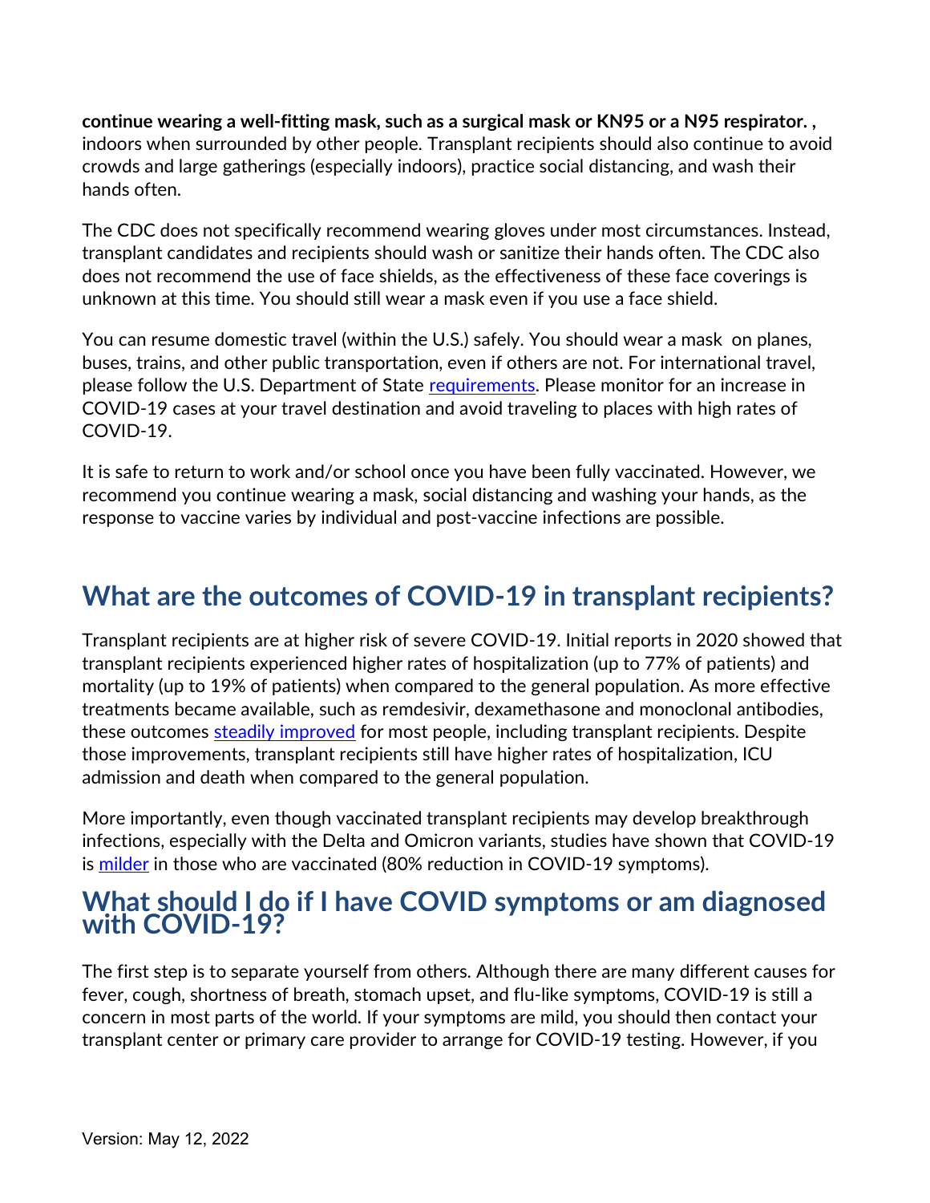**continue wearing a well-fitting mask, such as a surgical mask or KN95 or a N95 respirator. ,** indoors when surrounded by other people. Transplant recipients should also continue to avoid crowds and large gatherings (especially indoors), practice social distancing, and wash their hands often.

The CDC does not specifically recommend wearing gloves under most circumstances. Instead, transplant candidates and recipients should wash or sanitize their hands often. The CDC also does not recommend the use of face shields, as the effectiveness of these face coverings is unknown at this time. You should still wear a mask even if you use a face shield.

You can resume domestic travel (within the U.S.) safely. You should wear a mask on planes, buses, trains, and other public transportation, even if others are not. For international travel, please follow the U.S. Department of State requirements. Please monitor for an increase in COVID-19 cases at your travel destination and avoid traveling to places with high rates of COVID-19.

It is safe to return to work and/or school once you have been fully vaccinated. However, we recommend you continue wearing a mask, social distancing and washing your hands, as the response to vaccine varies by individual and post-vaccine infections are possible.

## What are the outcomes of COVID-19 in transplant recipients?

Transplant recipients are at higher risk of severe COVID-19. Initial reports in 2020 showed that transplant recipients experienced higher rates of hospitalization (up to 77% of patients) and mortality (up to 19% of patients) when compared to the general population. As more effective treatments became available, such as remdesivir, dexamethasone and monoclonal antibodies, these outcomes steadily improved for most people, including transplant recipients. Despite those improvements, transplant recipients still have higher rates of hospitalization, ICU admission and death when compared to the general population.

More importantly, even though vaccinated transplant recipients may develop breakthrough infections, especially with the Delta and Omicron variants, studies have shown that COVID-19 is milder in those who are vaccinated (80% reduction in COVID-19 symptoms).

## What should I do if I have COVID symptoms or am diagnosed with COVID-19?

The first step is to separate yourself from others. Although there are many different causes for fever, cough, shortness of breath, stomach upset, and flu-like symptoms, COVID-19 is still a concern in most parts of the world. If your symptoms are mild, you should then contact your transplant center or primary care provider to arrange for COVID-19 testing. However, if you

Version: May 12, 2022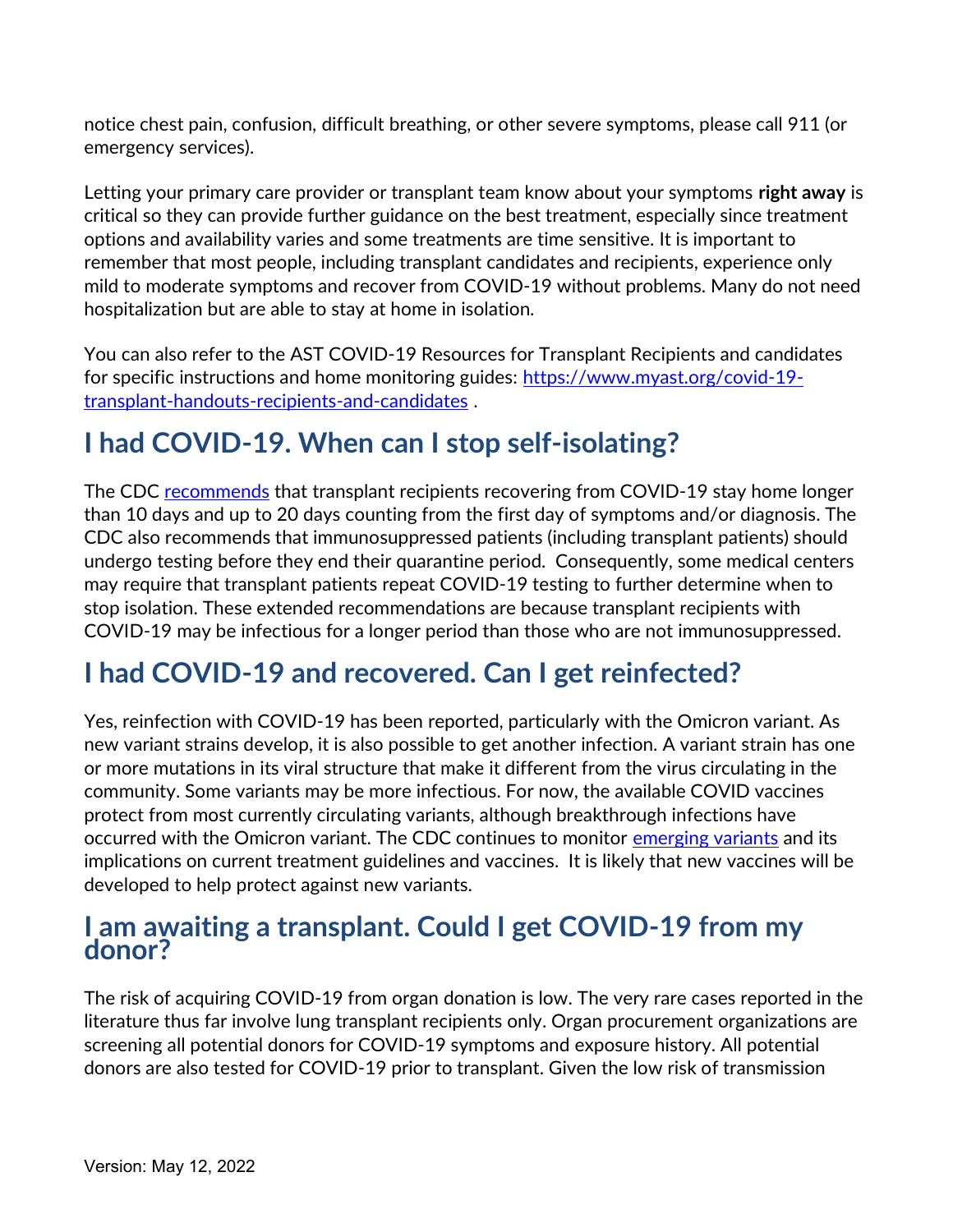notice chest pain, confusion, difficult breathing, or other severe symptoms, please call 911 (or emergency services).

Letting your primary care provider or transplant team know about your symptoms **right away** is critical so they can provide further guidance on the best treatment, especially since treatment options and availability varies and some treatments are time sensitive. It is important to remember that most people, including transplant candidates and recipients, experience only mild to moderate symptoms and recover from COVID-19 without problems. Many do not need hospitalization but are able to stay at home in isolation.

You can also refer to the AST COVID-19 Resources for Transplant Recipients and candidates for specific instructions and home monitoring guides: [https://www.myast.org/covid-19-transplant-handouts-recipients-and-candidates](https://www.myast.org/covid-19-transplant-handouts-recipients-and-candidates) .

## I had COVID-19. When can I stop self-isolating?

The CDC [recommends](#) that transplant recipients recovering from COVID-19 stay home longer than 10 days and up to 20 days counting from the first day of symptoms and/or diagnosis. The CDC also recommends that immunosuppressed patients (including transplant patients) should undergo testing before they end their quarantine period. Consequently, some medical centers may require that transplant patients repeat COVID-19 testing to further determine when to stop isolation. These extended recommendations are because transplant recipients with COVID-19 may be infectious for a longer period than those who are not immunosuppressed.

## I had COVID-19 and recovered. Can I get reinfected?

Yes, reinfection with COVID-19 has been reported, particularly with the Omicron variant. As new variant strains develop, it is also possible to get another infection. A variant strain has one or more mutations in its viral structure that make it different from the virus circulating in the community. Some variants may be more infectious. For now, the available COVID vaccines protect from most currently circulating variants, although breakthrough infections have occurred with the Omicron variant. The CDC continues to monitor [emerging variants](#) and its implications on current treatment guidelines and vaccines. It is likely that new vaccines will be developed to help protect against new variants.

## I am awaiting a transplant. Could I get COVID-19 from my donor?

The risk of acquiring COVID-19 from organ donation is low. The very rare cases reported in the literature thus far involve lung transplant recipients only. Organ procurement organizations are screening all potential donors for COVID-19 symptoms and exposure history. All potential donors are also tested for COVID-19 prior to transplant. Given the low risk of transmission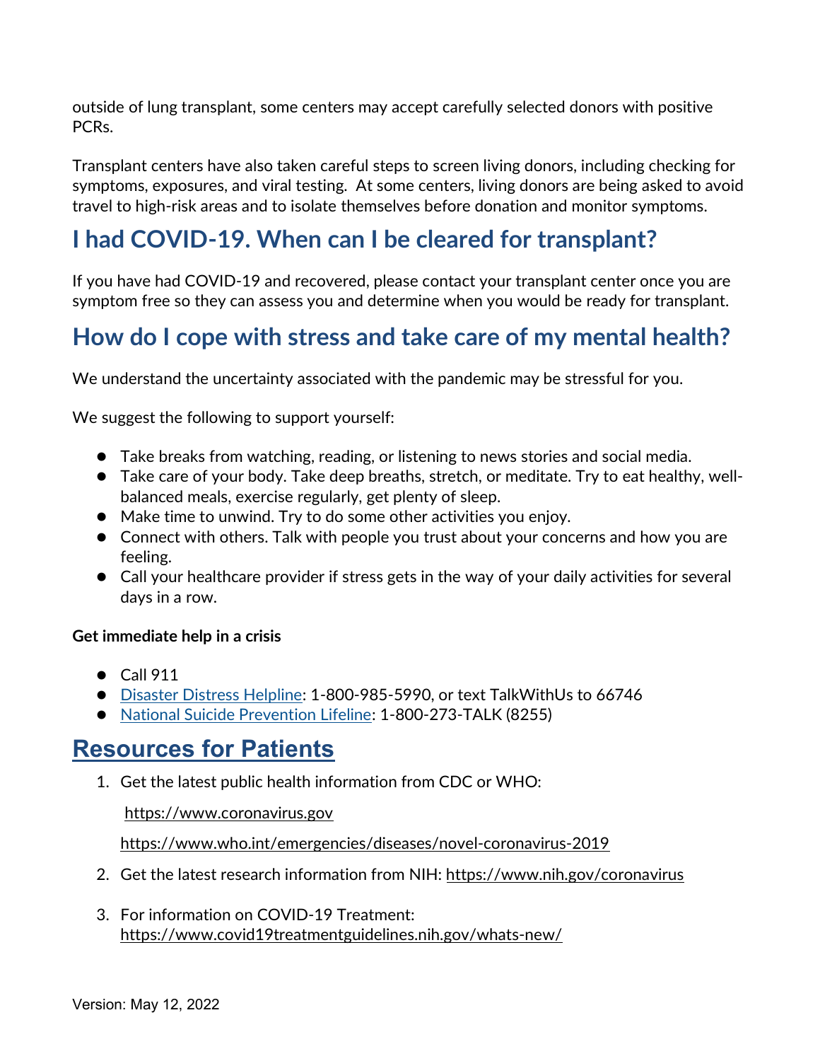outside of lung transplant, some centers may accept carefully selected donors with positive PCRs.

Transplant centers have also taken careful steps to screen living donors, including checking for symptoms, exposures, and viral testing. At some centers, living donors are being asked to avoid travel to high-risk areas and to isolate themselves before donation and monitor symptoms.

## I had COVID-19. When can I be cleared for transplant?

If you have had COVID-19 and recovered, please contact your transplant center once you are symptom free so they can assess you and determine when you would be ready for transplant.

## How do I cope with stress and take care of my mental health?

We understand the uncertainty associated with the pandemic may be stressful for you.

We suggest the following to support yourself:

- Take breaks from watching, reading, or listening to news stories and social media.
- Take care of your body. Take deep breaths, stretch, or meditate. Try to eat healthy, well-balanced meals, exercise regularly, get plenty of sleep.
- Make time to unwind. Try to do some other activities you enjoy.
- Connect with others. Talk with people you trust about your concerns and how you are feeling.
- Call your healthcare provider if stress gets in the way of your daily activities for several days in a row.

**Get immediate help in a crisis**

- Call 911
- Disaster Distress Helpline: 1-800-985-5990, or text TalkWithUs to 66746
- National Suicide Prevention Lifeline: 1-800-273-TALK (8255)

## Resources for Patients

1. Get the latest public health information from CDC or WHO:

   https://www.coronavirus.gov

   https://www.who.int/emergencies/diseases/novel-coronavirus-2019

2. Get the latest research information from NIH: https://www.nih.gov/coronavirus

3. For information on COVID-19 Treatment: https://www.covid19treatmentguidelines.nih.gov/whats-new/

Version: May 12, 2022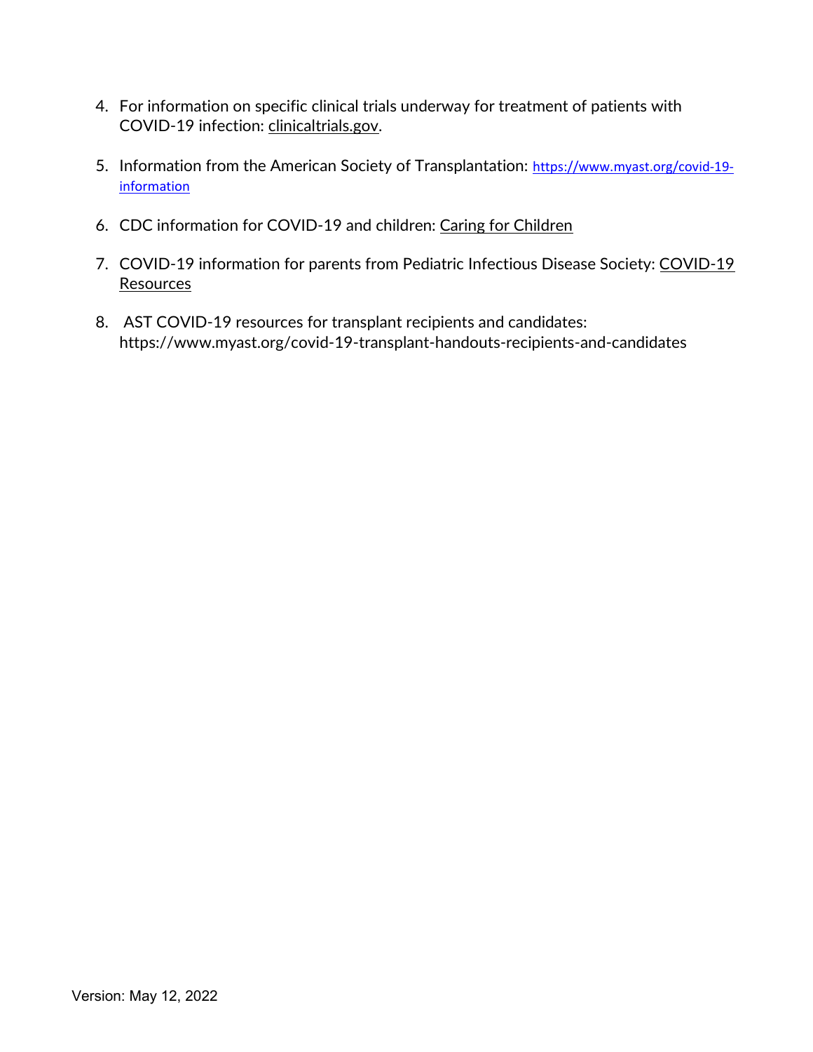4. For information on specific clinical trials underway for treatment of patients with COVID-19 infection: clinicaltrials.gov.

5. Information from the American Society of Transplantation: https://www.myast.org/covid-19-information

6. CDC information for COVID-19 and children: Caring for Children

7. COVID-19 information for parents from Pediatric Infectious Disease Society: COVID-19 Resources

8. AST COVID-19 resources for transplant recipients and candidates: https://www.myast.org/covid-19-transplant-handouts-recipients-and-candidates

Version: May 12, 2022